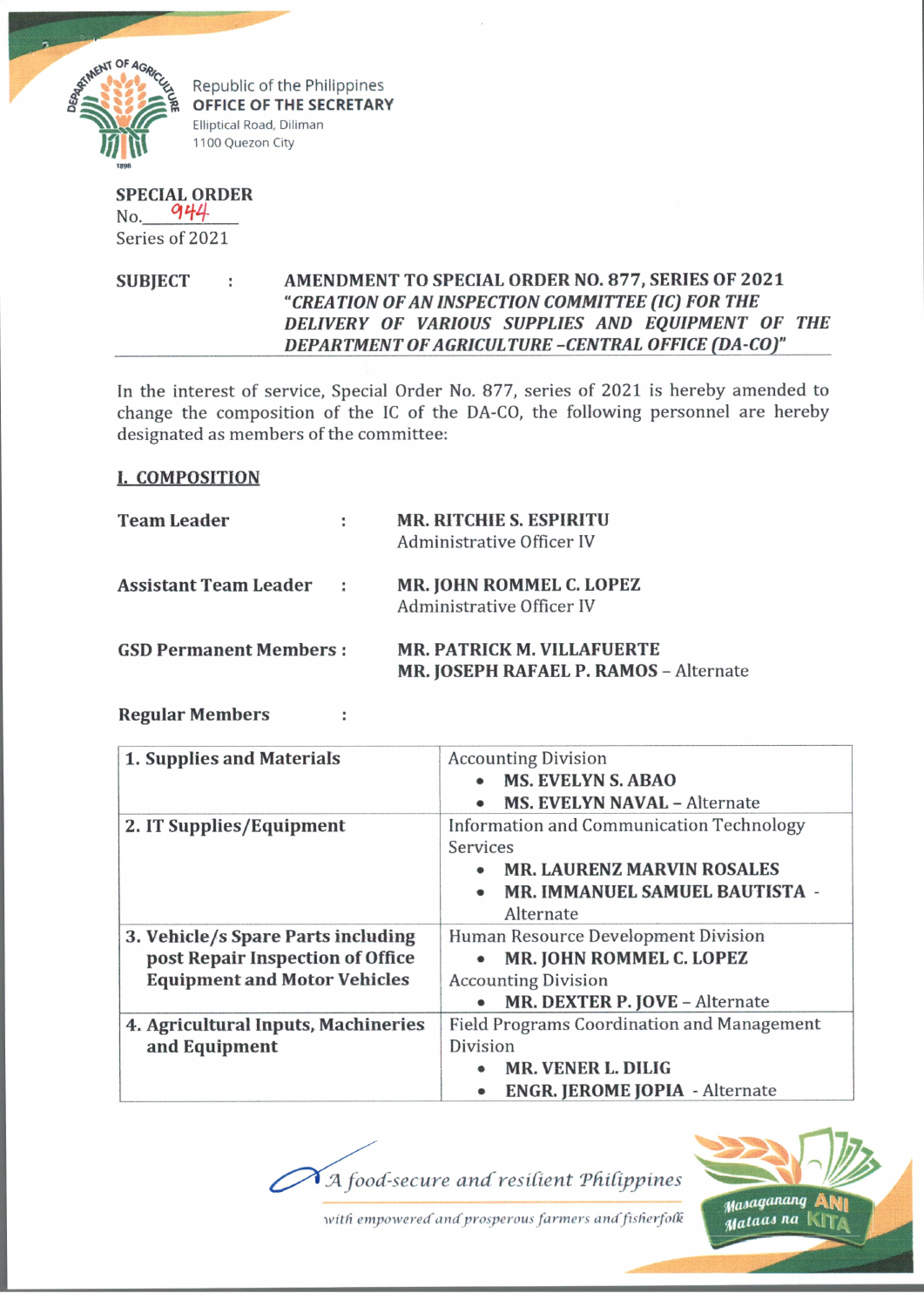Republic of the Philippines
**OFFICE OF THE SECRETARY**
Elliptical Road, Diliman
1100 Quezon City

**SPECIAL ORDER**
No. 944
Series of 2021

**SUBJECT : AMENDMENT TO SPECIAL ORDER NO. 877, SERIES OF 2021 *"CREATION OF AN INSPECTION COMMITTEE (IC) FOR THE DELIVERY OF VARIOUS SUPPLIES AND EQUIPMENT OF THE DEPARTMENT OF AGRICULTURE –CENTRAL OFFICE (DA-CO)"***

In the interest of service, Special Order No. 877, series of 2021 is hereby amended to change the composition of the IC of the DA-CO, the following personnel are hereby designated as members of the committee:

## I. COMPOSITION

**Team Leader** : **MR. RITCHIE S. ESPIRITU**
Administrative Officer IV

**Assistant Team Leader** : **MR. JOHN ROMMEL C. LOPEZ**
Administrative Officer IV

**GSD Permanent Members** : **MR. PATRICK M. VILLAFUERTE**
**MR. JOSEPH RAFAEL P. RAMOS** – Alternate

**Regular Members** :

| | |
|---|---|
| **1. Supplies and Materials** | Accounting Division<br>• **MS. EVELYN S. ABAO**<br>• **MS. EVELYN NAVAL** – Alternate |
| **2. IT Supplies/Equipment** | Information and Communication Technology Services<br>• **MR. LAURENZ MARVIN ROSALES**<br>• **MR. IMMANUEL SAMUEL BAUTISTA** - Alternate |
| **3. Vehicle/s Spare Parts including post Repair Inspection of Office Equipment and Motor Vehicles** | Human Resource Development Division<br>• **MR. JOHN ROMMEL C. LOPEZ**<br>Accounting Division<br>• **MR. DEXTER P. JOVE** – Alternate |
| **4. Agricultural Inputs, Machineries and Equipment** | Field Programs Coordination and Management Division<br>• **MR. VENER L. DILIG**<br>• **ENGR. JEROME JOPIA** - Alternate |

*A food-secure and resilient Philippines*
*with empowered and prosperous farmers and fisherfolk*

Masaganang ANI Mataas na KITA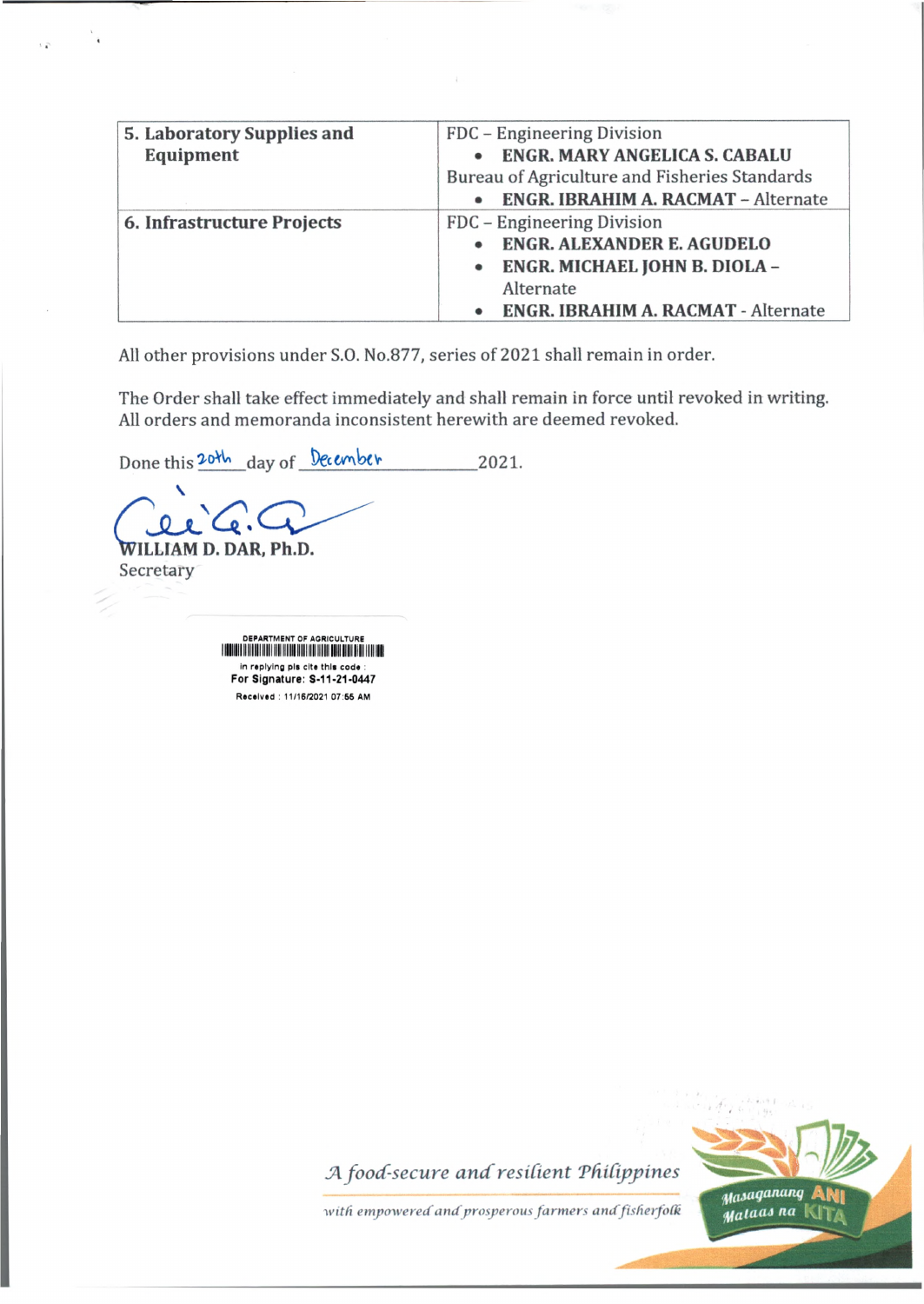| | |
|---|---|
| **5. Laboratory Supplies and Equipment** | FDC – Engineering Division<br>• **ENGR. MARY ANGELICA S. CABALU**<br>Bureau of Agriculture and Fisheries Standards<br>• **ENGR. IBRAHIM A. RACMAT** – Alternate |
| **6. Infrastructure Projects** | FDC – Engineering Division<br>• **ENGR. ALEXANDER E. AGUDELO**<br>• **ENGR. MICHAEL JOHN B. DIOLA** – Alternate<br>• **ENGR. IBRAHIM A. RACMAT** - Alternate |

All other provisions under S.O. No.877, series of 2021 shall remain in order.

The Order shall take effect immediately and shall remain in force until revoked in writing. All orders and memoranda inconsistent herewith are deemed revoked.

Done this 20th day of December 2021.

**WILLIAM D. DAR, Ph.D.**
Secretary

DEPARTMENT OF AGRICULTURE
in replying pls cite this code :
**For Signature: S-11-21-0447**
Received : 11/16/2021 07:55 AM

*A food-secure and resilient Philippines*
*with empowered and prosperous farmers and fisherfolk*

Masaganang ANI Mataas na KITA